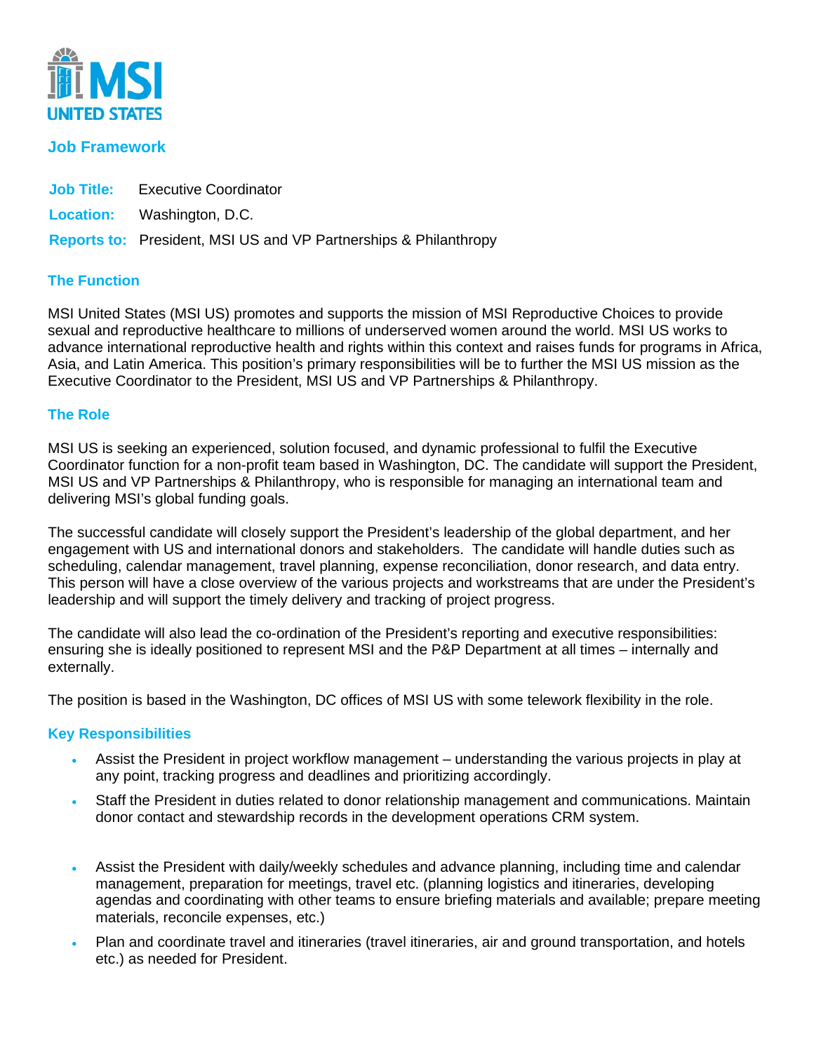MSI UNITED STATES

## Job Framework

**Job Title:** Executive Coordinator

**Location:** Washington, D.C.

**Reports to:** President, MSI US and VP Partnerships & Philanthropy

## The Function

MSI United States (MSI US) promotes and supports the mission of MSI Reproductive Choices to provide sexual and reproductive healthcare to millions of underserved women around the world. MSI US works to advance international reproductive health and rights within this context and raises funds for programs in Africa, Asia, and Latin America. This position's primary responsibilities will be to further the MSI US mission as the Executive Coordinator to the President, MSI US and VP Partnerships & Philanthropy.

## The Role

MSI US is seeking an experienced, solution focused, and dynamic professional to fulfil the Executive Coordinator function for a non-profit team based in Washington, DC. The candidate will support the President, MSI US and VP Partnerships & Philanthropy, who is responsible for managing an international team and delivering MSI's global funding goals.

The successful candidate will closely support the President's leadership of the global department, and her engagement with US and international donors and stakeholders. The candidate will handle duties such as scheduling, calendar management, travel planning, expense reconciliation, donor research, and data entry. This person will have a close overview of the various projects and workstreams that are under the President's leadership and will support the timely delivery and tracking of project progress.

The candidate will also lead the co-ordination of the President's reporting and executive responsibilities: ensuring she is ideally positioned to represent MSI and the P&P Department at all times – internally and externally.

The position is based in the Washington, DC offices of MSI US with some telework flexibility in the role.

## Key Responsibilities

- Assist the President in project workflow management – understanding the various projects in play at any point, tracking progress and deadlines and prioritizing accordingly.
- Staff the President in duties related to donor relationship management and communications. Maintain donor contact and stewardship records in the development operations CRM system.
- Assist the President with daily/weekly schedules and advance planning, including time and calendar management, preparation for meetings, travel etc. (planning logistics and itineraries, developing agendas and coordinating with other teams to ensure briefing materials and available; prepare meeting materials, reconcile expenses, etc.)
- Plan and coordinate travel and itineraries (travel itineraries, air and ground transportation, and hotels etc.) as needed for President.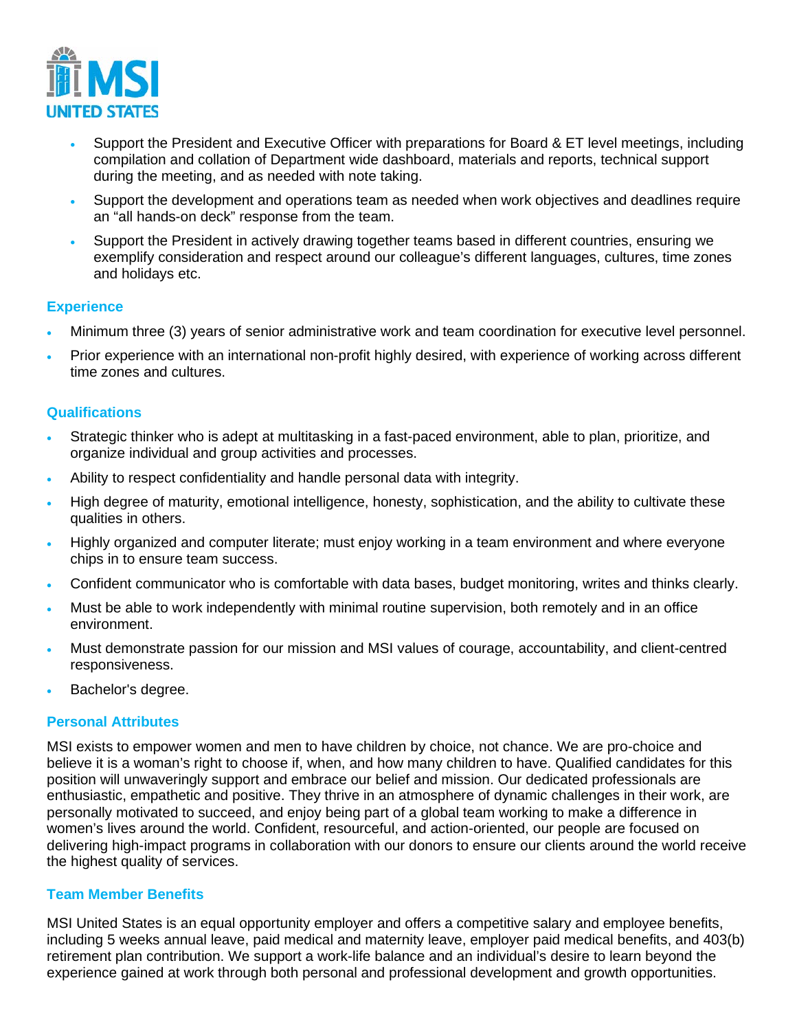- Support the President and Executive Officer with preparations for Board & ET level meetings, including compilation and collation of Department wide dashboard, materials and reports, technical support during the meeting, and as needed with note taking.
- Support the development and operations team as needed when work objectives and deadlines require an "all hands-on deck" response from the team.
- Support the President in actively drawing together teams based in different countries, ensuring we exemplify consideration and respect around our colleague's different languages, cultures, time zones and holidays etc.

### Experience

- Minimum three (3) years of senior administrative work and team coordination for executive level personnel.
- Prior experience with an international non-profit highly desired, with experience of working across different time zones and cultures.

### Qualifications

- Strategic thinker who is adept at multitasking in a fast-paced environment, able to plan, prioritize, and organize individual and group activities and processes.
- Ability to respect confidentiality and handle personal data with integrity.
- High degree of maturity, emotional intelligence, honesty, sophistication, and the ability to cultivate these qualities in others.
- Highly organized and computer literate; must enjoy working in a team environment and where everyone chips in to ensure team success.
- Confident communicator who is comfortable with data bases, budget monitoring, writes and thinks clearly.
- Must be able to work independently with minimal routine supervision, both remotely and in an office environment.
- Must demonstrate passion for our mission and MSI values of courage, accountability, and client-centred responsiveness.
- Bachelor's degree.

### Personal Attributes

MSI exists to empower women and men to have children by choice, not chance. We are pro-choice and believe it is a woman's right to choose if, when, and how many children to have. Qualified candidates for this position will unwaveringly support and embrace our belief and mission. Our dedicated professionals are enthusiastic, empathetic and positive. They thrive in an atmosphere of dynamic challenges in their work, are personally motivated to succeed, and enjoy being part of a global team working to make a difference in women's lives around the world. Confident, resourceful, and action-oriented, our people are focused on delivering high-impact programs in collaboration with our donors to ensure our clients around the world receive the highest quality of services.

### Team Member Benefits

MSI United States is an equal opportunity employer and offers a competitive salary and employee benefits, including 5 weeks annual leave, paid medical and maternity leave, employer paid medical benefits, and 403(b) retirement plan contribution. We support a work-life balance and an individual's desire to learn beyond the experience gained at work through both personal and professional development and growth opportunities.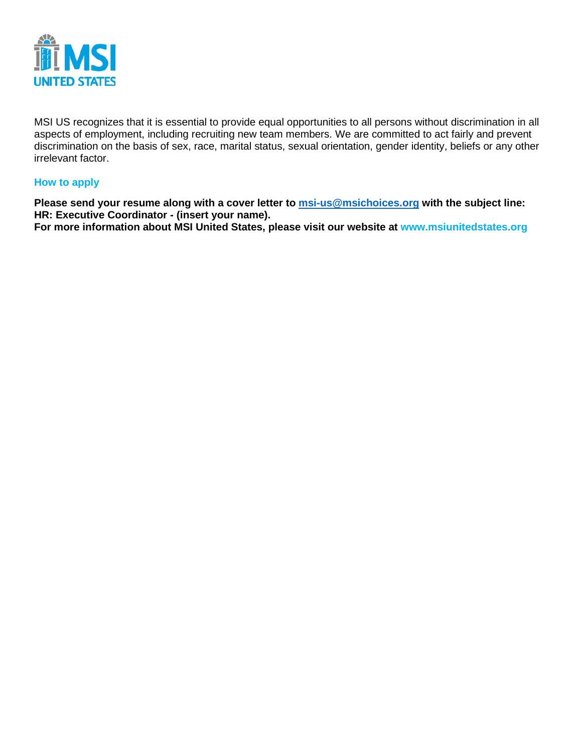MSI UNITED STATES

MSI US recognizes that it is essential to provide equal opportunities to all persons without discrimination in all aspects of employment, including recruiting new team members. We are committed to act fairly and prevent discrimination on the basis of sex, race, marital status, sexual orientation, gender identity, beliefs or any other irrelevant factor.

## How to apply

**Please send your resume along with a cover letter to msi-us@msichoices.org with the subject line: HR: Executive Coordinator - (insert your name).**

**For more information about MSI United States, please visit our website at www.msiunitedstates.org**